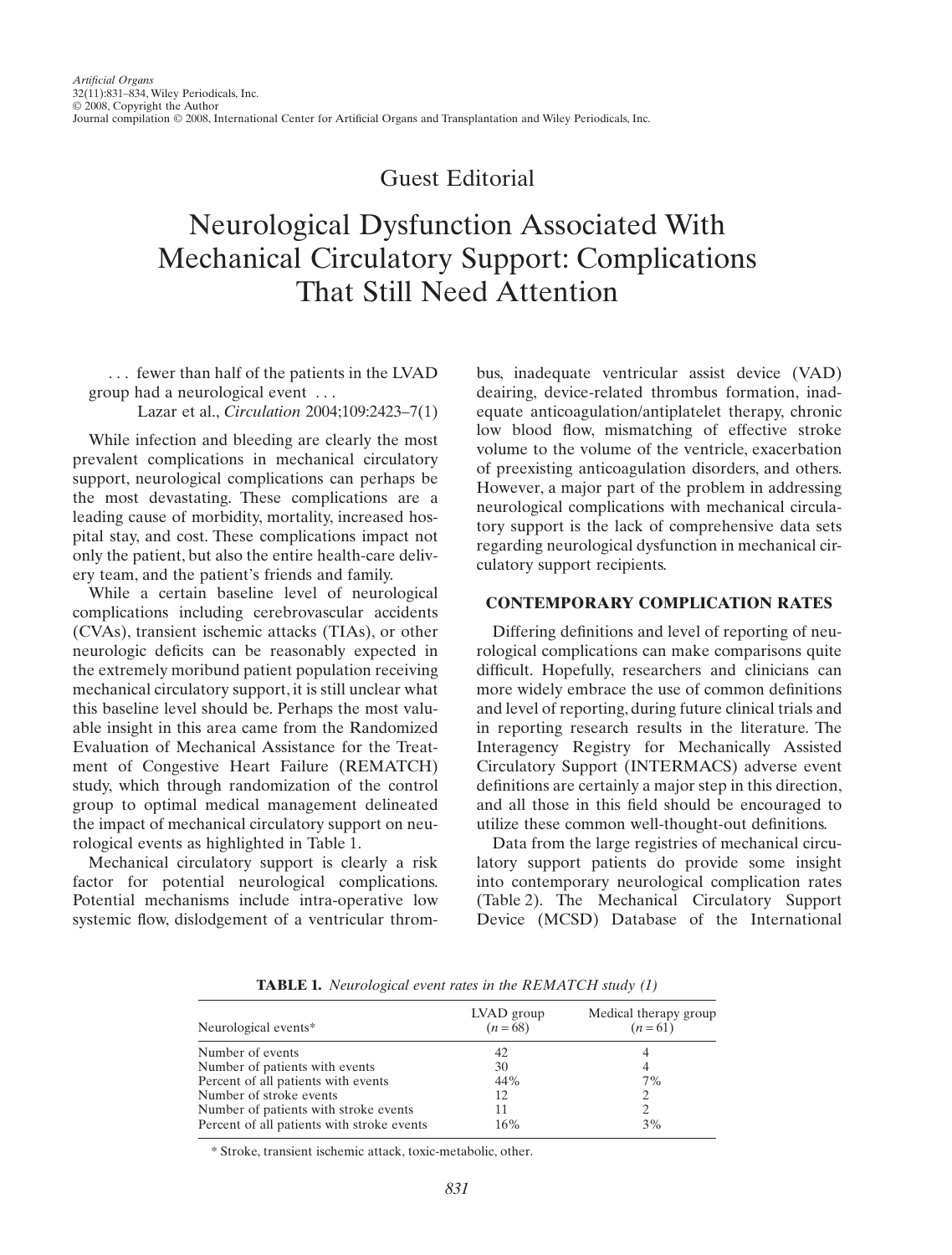Guest Editorial

# Neurological Dysfunction Associated With Mechanical Circulatory Support: Complications That Still Need Attention

> ... fewer than half of the patients in the LVAD group had a neurological event ...
>
> Lazar et al., *Circulation* 2004;109:2423–7(1)

While infection and bleeding are clearly the most prevalent complications in mechanical circulatory support, neurological complications can perhaps be the most devastating. These complications are a leading cause of morbidity, mortality, increased hospital stay, and cost. These complications impact not only the patient, but also the entire health-care delivery team, and the patient's friends and family.

While a certain baseline level of neurological complications including cerebrovascular accidents (CVAs), transient ischemic attacks (TIAs), or other neurologic deficits can be reasonably expected in the extremely moribund patient population receiving mechanical circulatory support, it is still unclear what this baseline level should be. Perhaps the most valuable insight in this area came from the Randomized Evaluation of Mechanical Assistance for the Treatment of Congestive Heart Failure (REMATCH) study, which through randomization of the control group to optimal medical management delineated the impact of mechanical circulatory support on neurological events as highlighted in Table 1.

Mechanical circulatory support is clearly a risk factor for potential neurological complications. Potential mechanisms include intra-operative low systemic flow, dislodgement of a ventricular thrombus, inadequate ventricular assist device (VAD) deairing, device-related thrombus formation, inadequate anticoagulation/antiplatelet therapy, chronic low blood flow, mismatching of effective stroke volume to the volume of the ventricle, exacerbation of preexisting anticoagulation disorders, and others. However, a major part of the problem in addressing neurological complications with mechanical circulatory support is the lack of comprehensive data sets regarding neurological dysfunction in mechanical circulatory support recipients.

## CONTEMPORARY COMPLICATION RATES

Differing definitions and level of reporting of neurological complications can make comparisons quite difficult. Hopefully, researchers and clinicians can more widely embrace the use of common definitions and level of reporting, during future clinical trials and in reporting research results in the literature. The Interagency Registry for Mechanically Assisted Circulatory Support (INTERMACS) adverse event definitions are certainly a major step in this direction, and all those in this field should be encouraged to utilize these common well-thought-out definitions.

Data from the large registries of mechanical circulatory support patients do provide some insight into contemporary neurological complication rates (Table 2). The Mechanical Circulatory Support Device (MCSD) Database of the International

**TABLE 1.** *Neurological event rates in the REMATCH study (1)*

| Neurological events* | LVAD group ($n = 68$) | Medical therapy group ($n = 61$) |
|---|---|---|
| Number of events | 42 | 4 |
| Number of patients with events | 30 | 4 |
| Percent of all patients with events | 44% | 7% |
| Number of stroke events | 12 | 2 |
| Number of patients with stroke events | 11 | 2 |
| Percent of all patients with stroke events | 16% | 3% |

\* Stroke, transient ischemic attack, toxic-metabolic, other.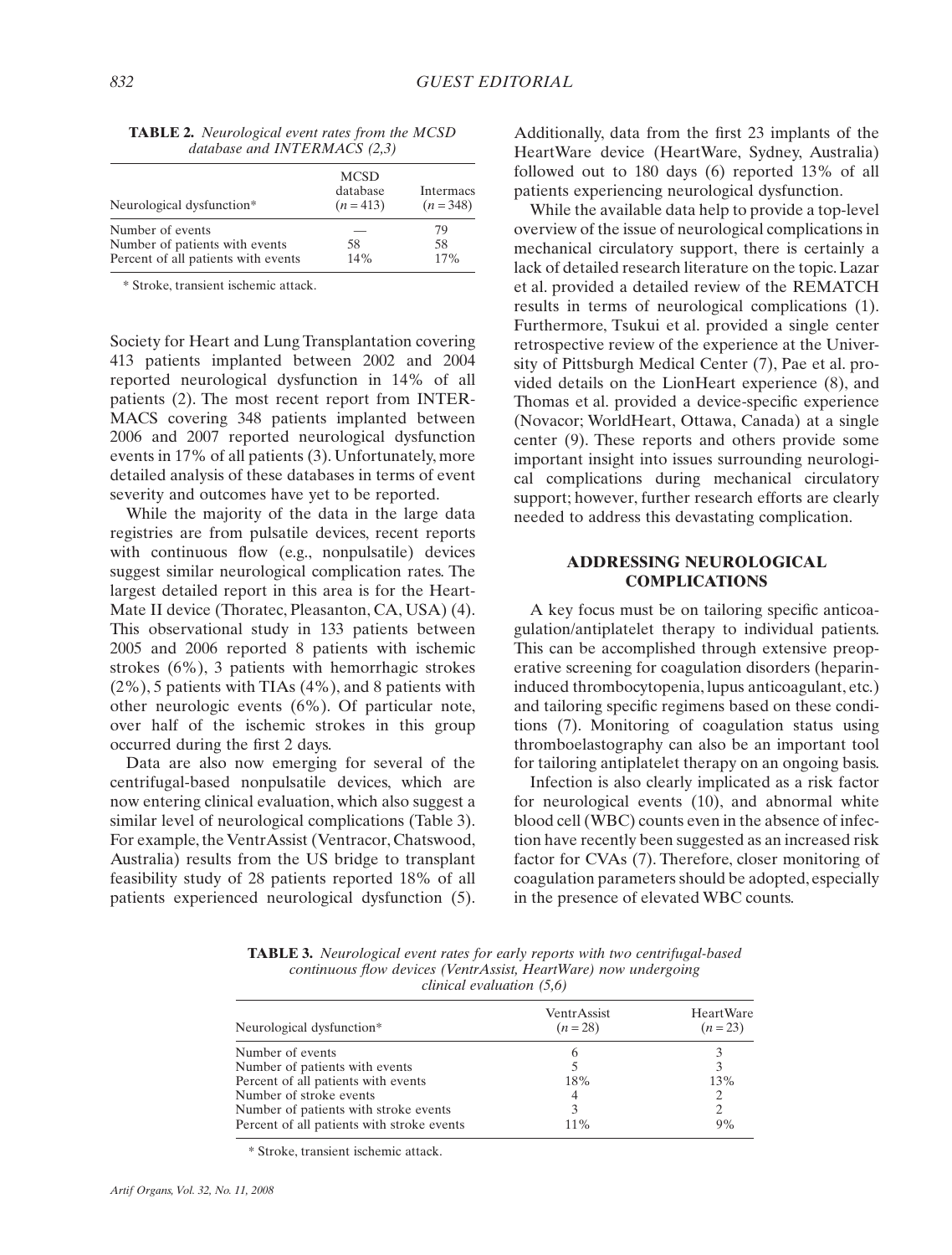**TABLE 2.** *Neurological event rates from the MCSD database and INTERMACS (2,3)*

| Neurological dysfunction* | MCSD database ($n = 413$) | Intermacs ($n = 348$) |
|---|---|---|
| Number of events | — | 79 |
| Number of patients with events | 58 | 58 |
| Percent of all patients with events | 14% | 17% |

\* Stroke, transient ischemic attack.

Society for Heart and Lung Transplantation covering 413 patients implanted between 2002 and 2004 reported neurological dysfunction in 14% of all patients (2). The most recent report from INTERMACS covering 348 patients implanted between 2006 and 2007 reported neurological dysfunction events in 17% of all patients (3). Unfortunately, more detailed analysis of these databases in terms of event severity and outcomes have yet to be reported.

While the majority of the data in the large data registries are from pulsatile devices, recent reports with continuous flow (e.g., nonpulsatile) devices suggest similar neurological complication rates. The largest detailed report in this area is for the HeartMate II device (Thoratec, Pleasanton, CA, USA) (4). This observational study in 133 patients between 2005 and 2006 reported 8 patients with ischemic strokes (6%), 3 patients with hemorrhagic strokes (2%), 5 patients with TIAs (4%), and 8 patients with other neurologic events (6%). Of particular note, over half of the ischemic strokes in this group occurred during the first 2 days.

Data are also now emerging for several of the centrifugal-based nonpulsatile devices, which are now entering clinical evaluation, which also suggest a similar level of neurological complications (Table 3). For example, the VentrAssist (Ventracor, Chatswood, Australia) results from the US bridge to transplant feasibility study of 28 patients reported 18% of all patients experienced neurological dysfunction (5). Additionally, data from the first 23 implants of the HeartWare device (HeartWare, Sydney, Australia) followed out to 180 days (6) reported 13% of all patients experiencing neurological dysfunction.

While the available data help to provide a top-level overview of the issue of neurological complications in mechanical circulatory support, there is certainly a lack of detailed research literature on the topic. Lazar et al. provided a detailed review of the REMATCH results in terms of neurological complications (1). Furthermore, Tsukui et al. provided a single center retrospective review of the experience at the University of Pittsburgh Medical Center (7), Pae et al. provided details on the LionHeart experience (8), and Thomas et al. provided a device-specific experience (Novacor; WorldHeart, Ottawa, Canada) at a single center (9). These reports and others provide some important insight into issues surrounding neurological complications during mechanical circulatory support; however, further research efforts are clearly needed to address this devastating complication.

## ADDRESSING NEUROLOGICAL COMPLICATIONS

A key focus must be on tailoring specific anticoagulation/antiplatelet therapy to individual patients. This can be accomplished through extensive preoperative screening for coagulation disorders (heparin-induced thrombocytopenia, lupus anticoagulant, etc.) and tailoring specific regimens based on these conditions (7). Monitoring of coagulation status using thromboelastography can also be an important tool for tailoring antiplatelet therapy on an ongoing basis.

Infection is also clearly implicated as a risk factor for neurological events (10), and abnormal white blood cell (WBC) counts even in the absence of infection have recently been suggested as an increased risk factor for CVAs (7). Therefore, closer monitoring of coagulation parameters should be adopted, especially in the presence of elevated WBC counts.

**TABLE 3.** *Neurological event rates for early reports with two centrifugal-based continuous flow devices (VentrAssist, HeartWare) now undergoing clinical evaluation (5,6)*

| Neurological dysfunction* | VentrAssist ($n = 28$) | HeartWare ($n = 23$) |
|---|---|---|
| Number of events | 6 | 3 |
| Number of patients with events | 5 | 3 |
| Percent of all patients with events | 18% | 13% |
| Number of stroke events | 4 | 2 |
| Number of patients with stroke events | 3 | 2 |
| Percent of all patients with stroke events | 11% | 9% |

\* Stroke, transient ischemic attack.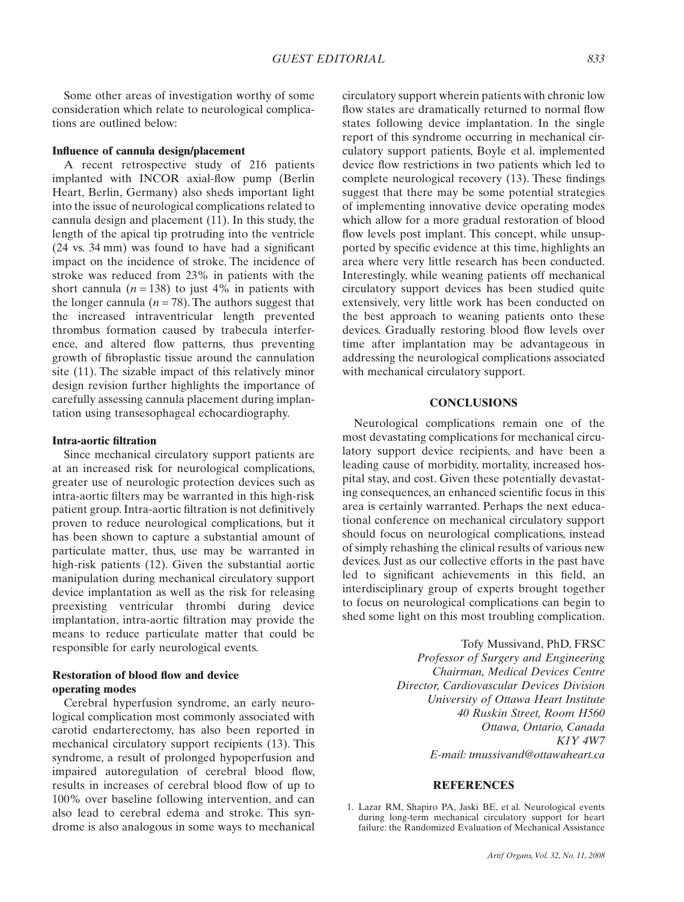Some other areas of investigation worthy of some consideration which relate to neurological complications are outlined below:

**Influence of cannula design/placement**

A recent retrospective study of 216 patients implanted with INCOR axial-flow pump (Berlin Heart, Berlin, Germany) also sheds important light into the issue of neurological complications related to cannula design and placement (11). In this study, the length of the apical tip protruding into the ventricle (24 vs. 34 mm) was found to have had a significant impact on the incidence of stroke. The incidence of stroke was reduced from 23% in patients with the short cannula ($n = 138$) to just 4% in patients with the longer cannula ($n = 78$). The authors suggest that the increased intraventricular length prevented thrombus formation caused by trabecula interference, and altered flow patterns, thus preventing growth of fibroplastic tissue around the cannulation site (11). The sizable impact of this relatively minor design revision further highlights the importance of carefully assessing cannula placement during implantation using transesophageal echocardiography.

**Intra-aortic filtration**

Since mechanical circulatory support patients are at an increased risk for neurological complications, greater use of neurologic protection devices such as intra-aortic filters may be warranted in this high-risk patient group. Intra-aortic filtration is not definitively proven to reduce neurological complications, but it has been shown to capture a substantial amount of particulate matter, thus, use may be warranted in high-risk patients (12). Given the substantial aortic manipulation during mechanical circulatory support device implantation as well as the risk for releasing preexisting ventricular thrombi during device implantation, intra-aortic filtration may provide the means to reduce particulate matter that could be responsible for early neurological events.

**Restoration of blood flow and device operating modes**

Cerebral hyperfusion syndrome, an early neurological complication most commonly associated with carotid endarterectomy, has also been reported in mechanical circulatory support recipients (13). This syndrome, a result of prolonged hypoperfusion and impaired autoregulation of cerebral blood flow, results in increases of cerebral blood flow of up to 100% over baseline following intervention, and can also lead to cerebral edema and stroke. This syndrome is also analogous in some ways to mechanical circulatory support wherein patients with chronic low flow states are dramatically returned to normal flow states following device implantation. In the single report of this syndrome occurring in mechanical circulatory support patients, Boyle et al. implemented device flow restrictions in two patients which led to complete neurological recovery (13). These findings suggest that there may be some potential strategies of implementing innovative device operating modes which allow for a more gradual restoration of blood flow levels post implant. This concept, while unsupported by specific evidence at this time, highlights an area where very little research has been conducted. Interestingly, while weaning patients off mechanical circulatory support devices has been studied quite extensively, very little work has been conducted on the best approach to weaning patients onto these devices. Gradually restoring blood flow levels over time after implantation may be advantageous in addressing the neurological complications associated with mechanical circulatory support.

## CONCLUSIONS

Neurological complications remain one of the most devastating complications for mechanical circulatory support device recipients, and have been a leading cause of morbidity, mortality, increased hospital stay, and cost. Given these potentially devastating consequences, an enhanced scientific focus in this area is certainly warranted. Perhaps the next educational conference on mechanical circulatory support should focus on neurological complications, instead of simply rehashing the clinical results of various new devices. Just as our collective efforts in the past have led to significant achievements in this field, an interdisciplinary group of experts brought together to focus on neurological complications can begin to shed some light on this most troubling complication.

Tofy Mussivand, PhD, FRSC
*Professor of Surgery and Engineering*
*Chairman, Medical Devices Centre*
*Director, Cardiovascular Devices Division*
*University of Ottawa Heart Institute*
*40 Ruskin Street, Room H560*
*Ottawa, Ontario, Canada*
*K1Y 4W7*
*E-mail: tmussivand@ottawaheart.ca*

## REFERENCES

1. Lazar RM, Shapiro PA, Jaski BE, et al. Neurological events during long-term mechanical circulatory support for heart failure: the Randomized Evaluation of Mechanical Assistance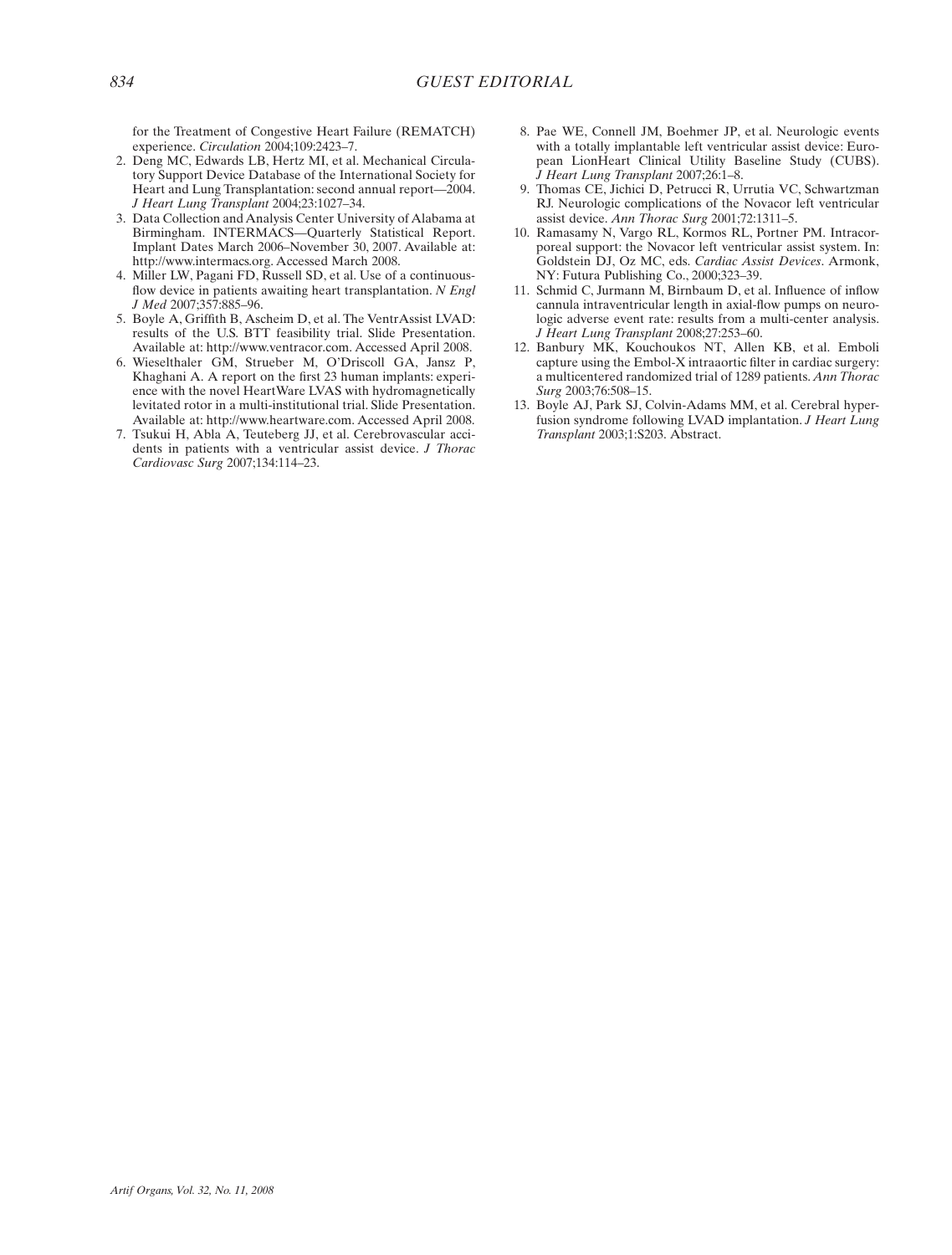for the Treatment of Congestive Heart Failure (REMATCH) experience. *Circulation* 2004;109:2423–7.

2. Deng MC, Edwards LB, Hertz MI, et al. Mechanical Circulatory Support Device Database of the International Society for Heart and Lung Transplantation: second annual report—2004. *J Heart Lung Transplant* 2004;23:1027–34.
3. Data Collection and Analysis Center University of Alabama at Birmingham. INTERMACS—Quarterly Statistical Report. Implant Dates March 2006–November 30, 2007. Available at: http://www.intermacs.org. Accessed March 2008.
4. Miller LW, Pagani FD, Russell SD, et al. Use of a continuous-flow device in patients awaiting heart transplantation. *N Engl J Med* 2007;357:885–96.
5. Boyle A, Griffith B, Ascheim D, et al. The VentrAssist LVAD: results of the U.S. BTT feasibility trial. Slide Presentation. Available at: http://www.ventracor.com. Accessed April 2008.
6. Wieselthaler GM, Strueber M, O'Driscoll GA, Jansz P, Khaghani A. A report on the first 23 human implants: experience with the novel HeartWare LVAS with hydromagnetically levitated rotor in a multi-institutional trial. Slide Presentation. Available at: http://www.heartware.com. Accessed April 2008.
7. Tsukui H, Abla A, Teuteberg JJ, et al. Cerebrovascular accidents in patients with a ventricular assist device. *J Thorac Cardiovasc Surg* 2007;134:114–23.
8. Pae WE, Connell JM, Boehmer JP, et al. Neurologic events with a totally implantable left ventricular assist device: European LionHeart Clinical Utility Baseline Study (CUBS). *J Heart Lung Transplant* 2007;26:1–8.
9. Thomas CE, Jichici D, Petrucci R, Urrutia VC, Schwartzman RJ. Neurologic complications of the Novacor left ventricular assist device. *Ann Thorac Surg* 2001;72:1311–5.
10. Ramasamy N, Vargo RL, Kormos RL, Portner PM. Intracorporeal support: the Novacor left ventricular assist system. In: Goldstein DJ, Oz MC, eds. *Cardiac Assist Devices*. Armonk, NY: Futura Publishing Co., 2000;323–39.
11. Schmid C, Jurmann M, Birnbaum D, et al. Influence of inflow cannula intraventricular length in axial-flow pumps on neurologic adverse event rate: results from a multi-center analysis. *J Heart Lung Transplant* 2008;27:253–60.
12. Banbury MK, Kouchoukos NT, Allen KB, et al. Emboli capture using the Embol-X intraaortic filter in cardiac surgery: a multicentered randomized trial of 1289 patients. *Ann Thorac Surg* 2003;76:508–15.
13. Boyle AJ, Park SJ, Colvin-Adams MM, et al. Cerebral hyperfusion syndrome following LVAD implantation. *J Heart Lung Transplant* 2003;1:S203. Abstract.